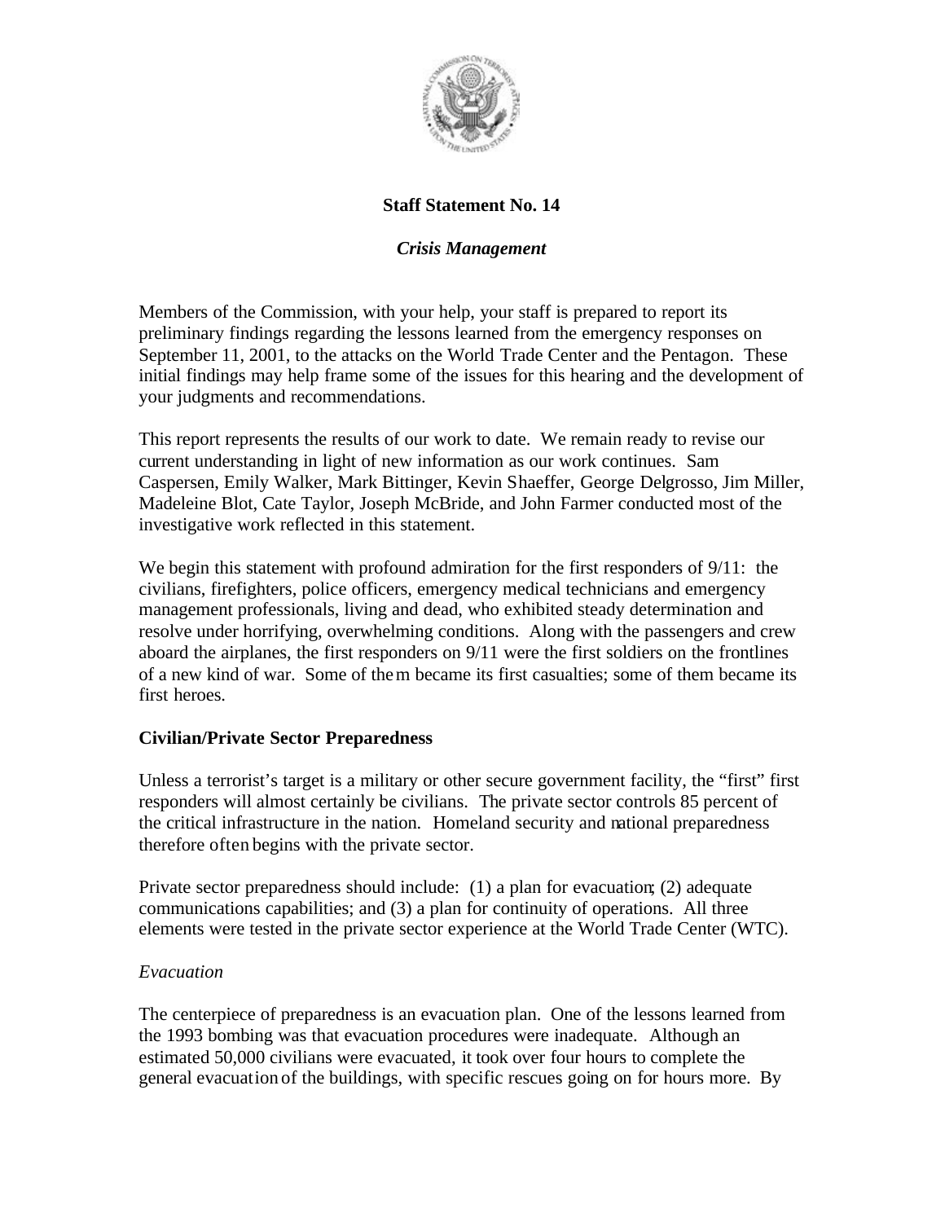# Staff Statement No. 14

## *Crisis Management*

Members of the Commission, with your help, your staff is prepared to report its preliminary findings regarding the lessons learned from the emergency responses on September 11, 2001, to the attacks on the World Trade Center and the Pentagon. These initial findings may help frame some of the issues for this hearing and the development of your judgments and recommendations.

This report represents the results of our work to date. We remain ready to revise our current understanding in light of new information as our work continues. Sam Caspersen, Emily Walker, Mark Bittinger, Kevin Shaeffer, George Delgrosso, Jim Miller, Madeleine Blot, Cate Taylor, Joseph McBride, and John Farmer conducted most of the investigative work reflected in this statement.

We begin this statement with profound admiration for the first responders of 9/11: the civilians, firefighters, police officers, emergency medical technicians and emergency management professionals, living and dead, who exhibited steady determination and resolve under horrifying, overwhelming conditions. Along with the passengers and crew aboard the airplanes, the first responders on 9/11 were the first soldiers on the frontlines of a new kind of war. Some of them became its first casualties; some of them became its first heroes.

### Civilian/Private Sector Preparedness

Unless a terrorist's target is a military or other secure government facility, the "first" first responders will almost certainly be civilians. The private sector controls 85 percent of the critical infrastructure in the nation. Homeland security and national preparedness therefore often begins with the private sector.

Private sector preparedness should include: (1) a plan for evacuation; (2) adequate communications capabilities; and (3) a plan for continuity of operations. All three elements were tested in the private sector experience at the World Trade Center (WTC).

#### *Evacuation*

The centerpiece of preparedness is an evacuation plan. One of the lessons learned from the 1993 bombing was that evacuation procedures were inadequate. Although an estimated 50,000 civilians were evacuated, it took over four hours to complete the general evacuation of the buildings, with specific rescues going on for hours more. By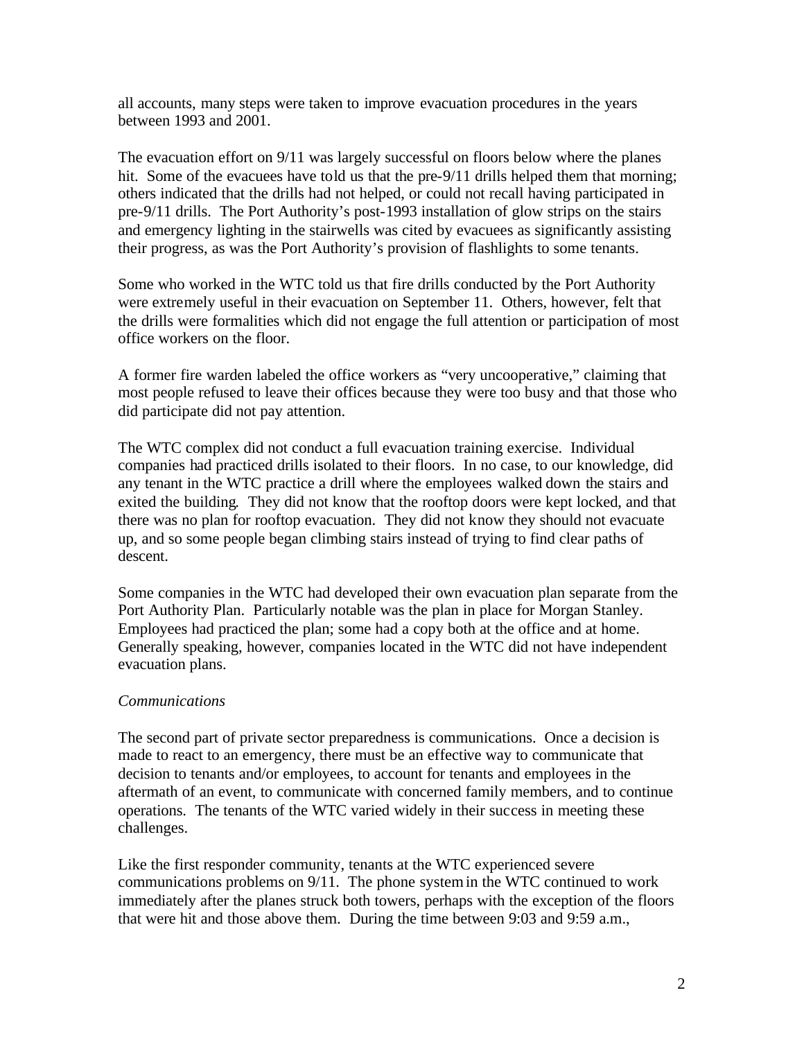all accounts, many steps were taken to improve evacuation procedures in the years between 1993 and 2001.

The evacuation effort on 9/11 was largely successful on floors below where the planes hit. Some of the evacuees have told us that the pre-9/11 drills helped them that morning; others indicated that the drills had not helped, or could not recall having participated in pre-9/11 drills. The Port Authority's post-1993 installation of glow strips on the stairs and emergency lighting in the stairwells was cited by evacuees as significantly assisting their progress, as was the Port Authority's provision of flashlights to some tenants.

Some who worked in the WTC told us that fire drills conducted by the Port Authority were extremely useful in their evacuation on September 11. Others, however, felt that the drills were formalities which did not engage the full attention or participation of most office workers on the floor.

A former fire warden labeled the office workers as "very uncooperative," claiming that most people refused to leave their offices because they were too busy and that those who did participate did not pay attention.

The WTC complex did not conduct a full evacuation training exercise. Individual companies had practiced drills isolated to their floors. In no case, to our knowledge, did any tenant in the WTC practice a drill where the employees walked down the stairs and exited the building. They did not know that the rooftop doors were kept locked, and that there was no plan for rooftop evacuation. They did not know they should not evacuate up, and so some people began climbing stairs instead of trying to find clear paths of descent.

Some companies in the WTC had developed their own evacuation plan separate from the Port Authority Plan. Particularly notable was the plan in place for Morgan Stanley. Employees had practiced the plan; some had a copy both at the office and at home. Generally speaking, however, companies located in the WTC did not have independent evacuation plans.

*Communications*

The second part of private sector preparedness is communications. Once a decision is made to react to an emergency, there must be an effective way to communicate that decision to tenants and/or employees, to account for tenants and employees in the aftermath of an event, to communicate with concerned family members, and to continue operations. The tenants of the WTC varied widely in their success in meeting these challenges.

Like the first responder community, tenants at the WTC experienced severe communications problems on 9/11. The phone system in the WTC continued to work immediately after the planes struck both towers, perhaps with the exception of the floors that were hit and those above them. During the time between 9:03 and 9:59 a.m.,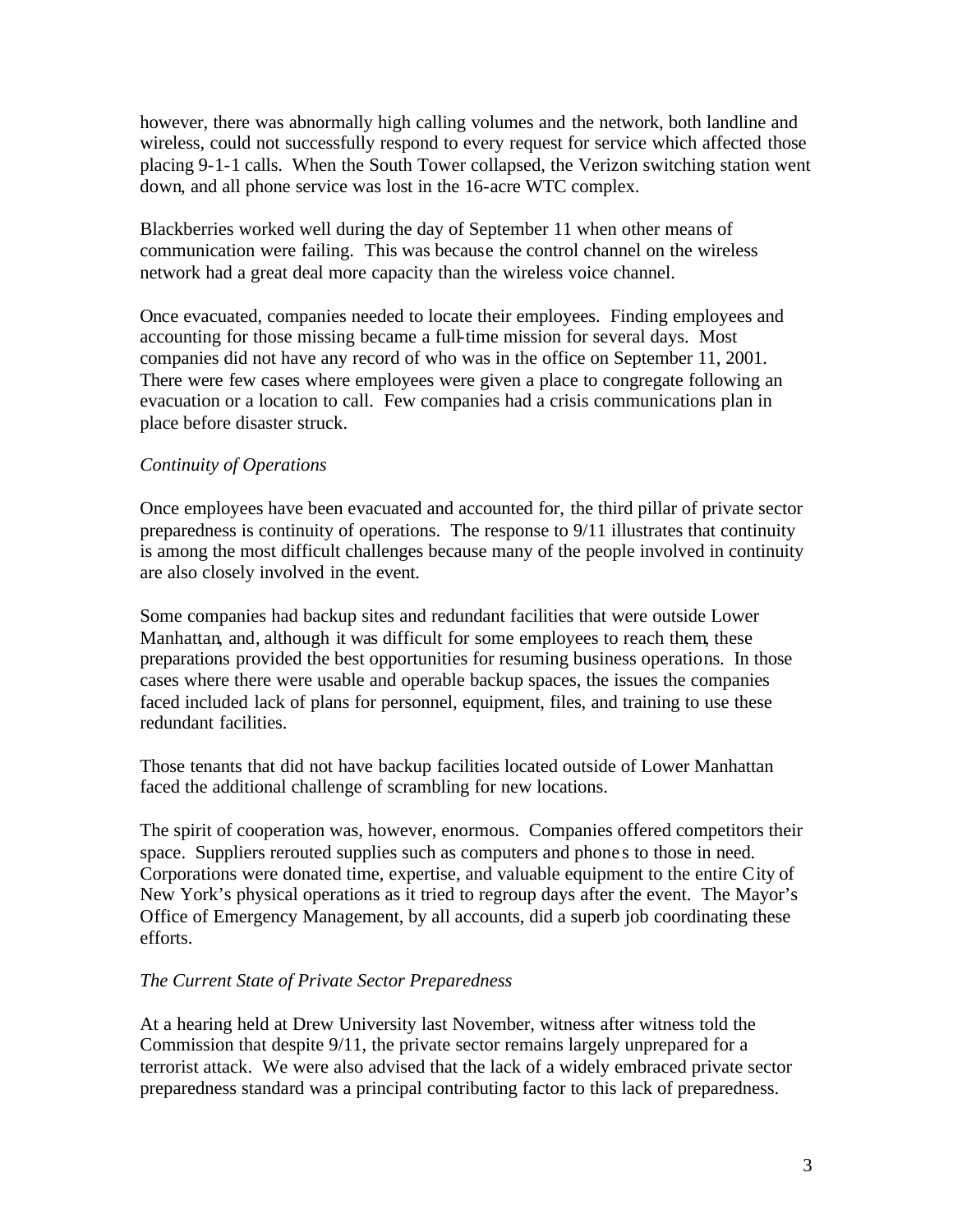however, there was abnormally high calling volumes and the network, both landline and wireless, could not successfully respond to every request for service which affected those placing 9-1-1 calls. When the South Tower collapsed, the Verizon switching station went down, and all phone service was lost in the 16-acre WTC complex.

Blackberries worked well during the day of September 11 when other means of communication were failing. This was because the control channel on the wireless network had a great deal more capacity than the wireless voice channel.

Once evacuated, companies needed to locate their employees. Finding employees and accounting for those missing became a full-time mission for several days. Most companies did not have any record of who was in the office on September 11, 2001. There were few cases where employees were given a place to congregate following an evacuation or a location to call. Few companies had a crisis communications plan in place before disaster struck.

*Continuity of Operations*

Once employees have been evacuated and accounted for, the third pillar of private sector preparedness is continuity of operations. The response to 9/11 illustrates that continuity is among the most difficult challenges because many of the people involved in continuity are also closely involved in the event.

Some companies had backup sites and redundant facilities that were outside Lower Manhattan, and, although it was difficult for some employees to reach them, these preparations provided the best opportunities for resuming business operations. In those cases where there were usable and operable backup spaces, the issues the companies faced included lack of plans for personnel, equipment, files, and training to use these redundant facilities.

Those tenants that did not have backup facilities located outside of Lower Manhattan faced the additional challenge of scrambling for new locations.

The spirit of cooperation was, however, enormous. Companies offered competitors their space. Suppliers rerouted supplies such as computers and phones to those in need. Corporations were donated time, expertise, and valuable equipment to the entire City of New York's physical operations as it tried to regroup days after the event. The Mayor's Office of Emergency Management, by all accounts, did a superb job coordinating these efforts.

*The Current State of Private Sector Preparedness*

At a hearing held at Drew University last November, witness after witness told the Commission that despite 9/11, the private sector remains largely unprepared for a terrorist attack. We were also advised that the lack of a widely embraced private sector preparedness standard was a principal contributing factor to this lack of preparedness.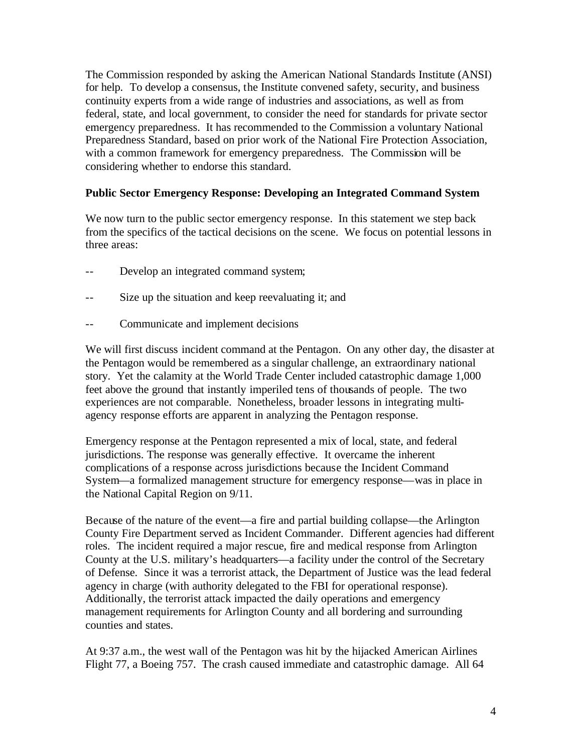The Commission responded by asking the American National Standards Institute (ANSI) for help. To develop a consensus, the Institute convened safety, security, and business continuity experts from a wide range of industries and associations, as well as from federal, state, and local government, to consider the need for standards for private sector emergency preparedness. It has recommended to the Commission a voluntary National Preparedness Standard, based on prior work of the National Fire Protection Association, with a common framework for emergency preparedness. The Commission will be considering whether to endorse this standard.

**Public Sector Emergency Response: Developing an Integrated Command System**

We now turn to the public sector emergency response. In this statement we step back from the specifics of the tactical decisions on the scene. We focus on potential lessons in three areas:

-- Develop an integrated command system;

-- Size up the situation and keep reevaluating it; and

-- Communicate and implement decisions

We will first discuss incident command at the Pentagon. On any other day, the disaster at the Pentagon would be remembered as a singular challenge, an extraordinary national story. Yet the calamity at the World Trade Center included catastrophic damage 1,000 feet above the ground that instantly imperiled tens of thousands of people. The two experiences are not comparable. Nonetheless, broader lessons in integrating multi-agency response efforts are apparent in analyzing the Pentagon response.

Emergency response at the Pentagon represented a mix of local, state, and federal jurisdictions. The response was generally effective. It overcame the inherent complications of a response across jurisdictions because the Incident Command System—a formalized management structure for emergency response—was in place in the National Capital Region on 9/11.

Because of the nature of the event—a fire and partial building collapse—the Arlington County Fire Department served as Incident Commander. Different agencies had different roles. The incident required a major rescue, fire and medical response from Arlington County at the U.S. military's headquarters—a facility under the control of the Secretary of Defense. Since it was a terrorist attack, the Department of Justice was the lead federal agency in charge (with authority delegated to the FBI for operational response). Additionally, the terrorist attack impacted the daily operations and emergency management requirements for Arlington County and all bordering and surrounding counties and states.

At 9:37 a.m., the west wall of the Pentagon was hit by the hijacked American Airlines Flight 77, a Boeing 757. The crash caused immediate and catastrophic damage. All 64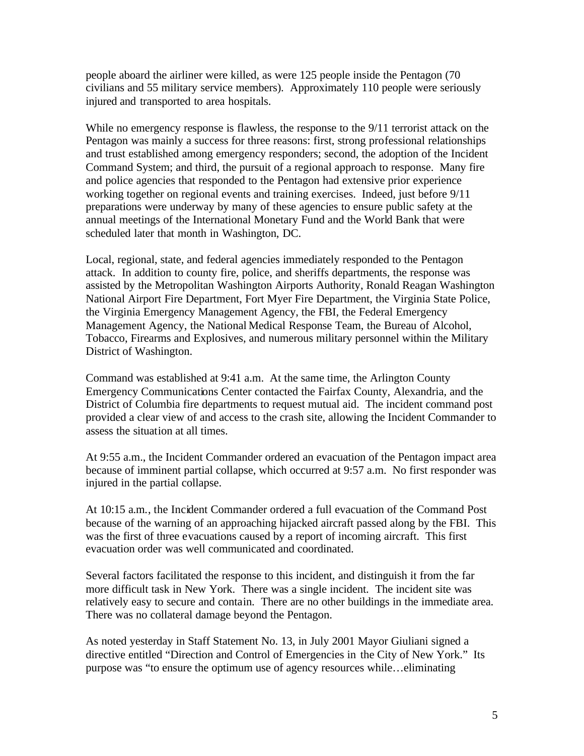people aboard the airliner were killed, as were 125 people inside the Pentagon (70 civilians and 55 military service members). Approximately 110 people were seriously injured and transported to area hospitals.

While no emergency response is flawless, the response to the 9/11 terrorist attack on the Pentagon was mainly a success for three reasons: first, strong professional relationships and trust established among emergency responders; second, the adoption of the Incident Command System; and third, the pursuit of a regional approach to response. Many fire and police agencies that responded to the Pentagon had extensive prior experience working together on regional events and training exercises. Indeed, just before 9/11 preparations were underway by many of these agencies to ensure public safety at the annual meetings of the International Monetary Fund and the World Bank that were scheduled later that month in Washington, DC.

Local, regional, state, and federal agencies immediately responded to the Pentagon attack. In addition to county fire, police, and sheriffs departments, the response was assisted by the Metropolitan Washington Airports Authority, Ronald Reagan Washington National Airport Fire Department, Fort Myer Fire Department, the Virginia State Police, the Virginia Emergency Management Agency, the FBI, the Federal Emergency Management Agency, the National Medical Response Team, the Bureau of Alcohol, Tobacco, Firearms and Explosives, and numerous military personnel within the Military District of Washington.

Command was established at 9:41 a.m. At the same time, the Arlington County Emergency Communications Center contacted the Fairfax County, Alexandria, and the District of Columbia fire departments to request mutual aid. The incident command post provided a clear view of and access to the crash site, allowing the Incident Commander to assess the situation at all times.

At 9:55 a.m., the Incident Commander ordered an evacuation of the Pentagon impact area because of imminent partial collapse, which occurred at 9:57 a.m. No first responder was injured in the partial collapse.

At 10:15 a.m., the Incident Commander ordered a full evacuation of the Command Post because of the warning of an approaching hijacked aircraft passed along by the FBI. This was the first of three evacuations caused by a report of incoming aircraft. This first evacuation order was well communicated and coordinated.

Several factors facilitated the response to this incident, and distinguish it from the far more difficult task in New York. There was a single incident. The incident site was relatively easy to secure and contain. There are no other buildings in the immediate area. There was no collateral damage beyond the Pentagon.

As noted yesterday in Staff Statement No. 13, in July 2001 Mayor Giuliani signed a directive entitled "Direction and Control of Emergencies in the City of New York." Its purpose was "to ensure the optimum use of agency resources while…eliminating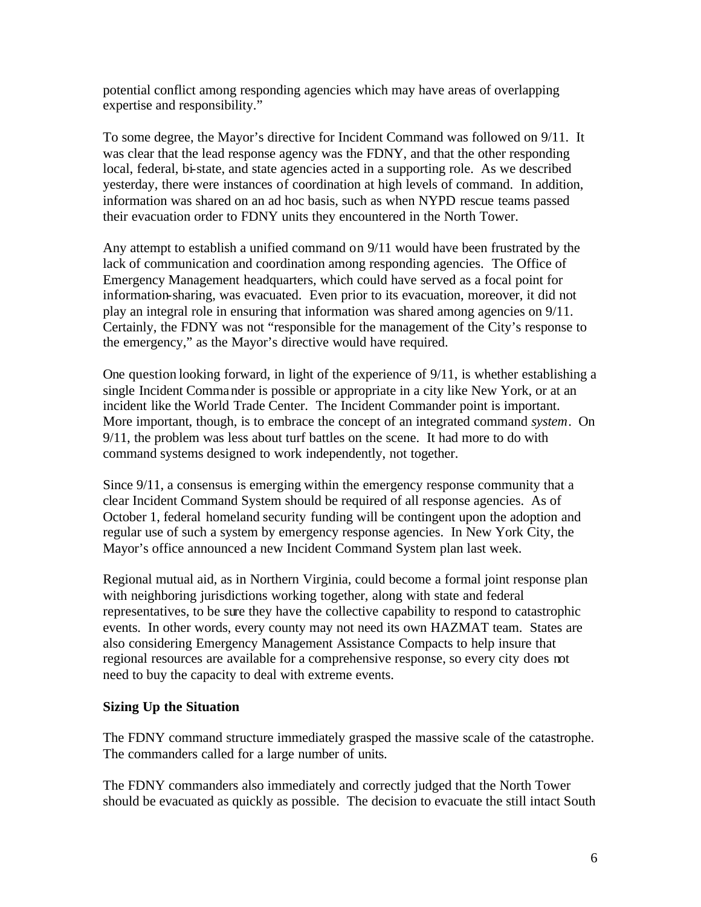potential conflict among responding agencies which may have areas of overlapping expertise and responsibility."

To some degree, the Mayor's directive for Incident Command was followed on 9/11. It was clear that the lead response agency was the FDNY, and that the other responding local, federal, bi-state, and state agencies acted in a supporting role. As we described yesterday, there were instances of coordination at high levels of command. In addition, information was shared on an ad hoc basis, such as when NYPD rescue teams passed their evacuation order to FDNY units they encountered in the North Tower.

Any attempt to establish a unified command on 9/11 would have been frustrated by the lack of communication and coordination among responding agencies. The Office of Emergency Management headquarters, which could have served as a focal point for information-sharing, was evacuated. Even prior to its evacuation, moreover, it did not play an integral role in ensuring that information was shared among agencies on 9/11. Certainly, the FDNY was not "responsible for the management of the City's response to the emergency," as the Mayor's directive would have required.

One question looking forward, in light of the experience of 9/11, is whether establishing a single Incident Commander is possible or appropriate in a city like New York, or at an incident like the World Trade Center. The Incident Commander point is important. More important, though, is to embrace the concept of an integrated command *system*. On 9/11, the problem was less about turf battles on the scene. It had more to do with command systems designed to work independently, not together.

Since 9/11, a consensus is emerging within the emergency response community that a clear Incident Command System should be required of all response agencies. As of October 1, federal homeland security funding will be contingent upon the adoption and regular use of such a system by emergency response agencies. In New York City, the Mayor's office announced a new Incident Command System plan last week.

Regional mutual aid, as in Northern Virginia, could become a formal joint response plan with neighboring jurisdictions working together, along with state and federal representatives, to be sure they have the collective capability to respond to catastrophic events. In other words, every county may not need its own HAZMAT team. States are also considering Emergency Management Assistance Compacts to help insure that regional resources are available for a comprehensive response, so every city does not need to buy the capacity to deal with extreme events.

**Sizing Up the Situation**

The FDNY command structure immediately grasped the massive scale of the catastrophe. The commanders called for a large number of units.

The FDNY commanders also immediately and correctly judged that the North Tower should be evacuated as quickly as possible. The decision to evacuate the still intact South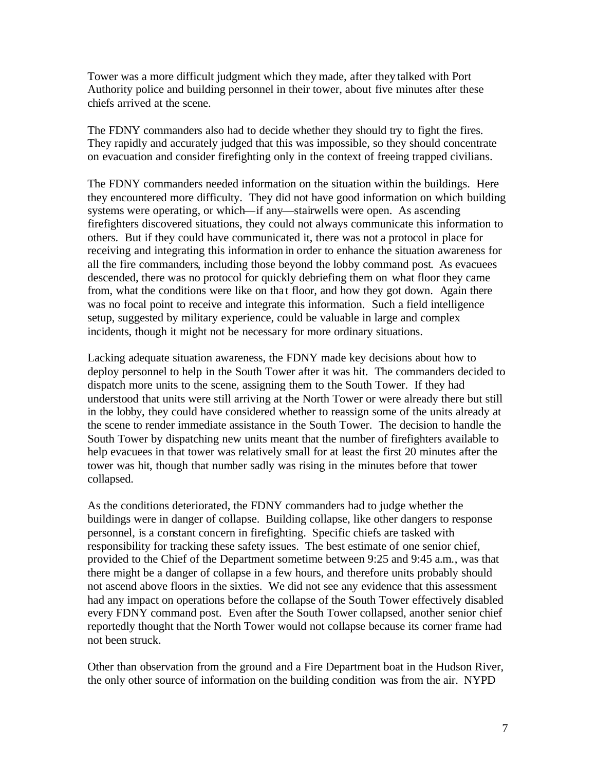Tower was a more difficult judgment which they made, after they talked with Port Authority police and building personnel in their tower, about five minutes after these chiefs arrived at the scene.

The FDNY commanders also had to decide whether they should try to fight the fires. They rapidly and accurately judged that this was impossible, so they should concentrate on evacuation and consider firefighting only in the context of freeing trapped civilians.

The FDNY commanders needed information on the situation within the buildings. Here they encountered more difficulty. They did not have good information on which building systems were operating, or which—if any—stairwells were open. As ascending firefighters discovered situations, they could not always communicate this information to others. But if they could have communicated it, there was not a protocol in place for receiving and integrating this information in order to enhance the situation awareness for all the fire commanders, including those beyond the lobby command post. As evacuees descended, there was no protocol for quickly debriefing them on what floor they came from, what the conditions were like on that floor, and how they got down. Again there was no focal point to receive and integrate this information. Such a field intelligence setup, suggested by military experience, could be valuable in large and complex incidents, though it might not be necessary for more ordinary situations.

Lacking adequate situation awareness, the FDNY made key decisions about how to deploy personnel to help in the South Tower after it was hit. The commanders decided to dispatch more units to the scene, assigning them to the South Tower. If they had understood that units were still arriving at the North Tower or were already there but still in the lobby, they could have considered whether to reassign some of the units already at the scene to render immediate assistance in the South Tower. The decision to handle the South Tower by dispatching new units meant that the number of firefighters available to help evacuees in that tower was relatively small for at least the first 20 minutes after the tower was hit, though that number sadly was rising in the minutes before that tower collapsed.

As the conditions deteriorated, the FDNY commanders had to judge whether the buildings were in danger of collapse. Building collapse, like other dangers to response personnel, is a constant concern in firefighting. Specific chiefs are tasked with responsibility for tracking these safety issues. The best estimate of one senior chief, provided to the Chief of the Department sometime between 9:25 and 9:45 a.m., was that there might be a danger of collapse in a few hours, and therefore units probably should not ascend above floors in the sixties. We did not see any evidence that this assessment had any impact on operations before the collapse of the South Tower effectively disabled every FDNY command post. Even after the South Tower collapsed, another senior chief reportedly thought that the North Tower would not collapse because its corner frame had not been struck.

Other than observation from the ground and a Fire Department boat in the Hudson River, the only other source of information on the building condition was from the air. NYPD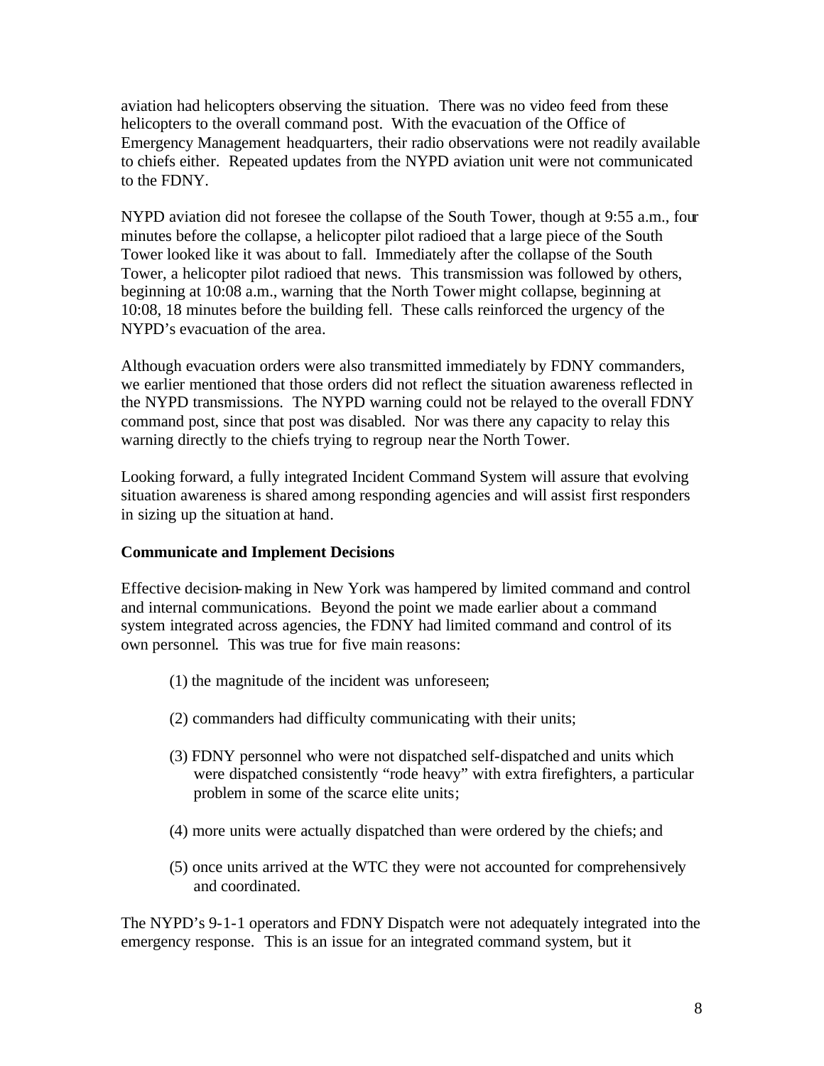aviation had helicopters observing the situation. There was no video feed from these helicopters to the overall command post. With the evacuation of the Office of Emergency Management headquarters, their radio observations were not readily available to chiefs either. Repeated updates from the NYPD aviation unit were not communicated to the FDNY.

NYPD aviation did not foresee the collapse of the South Tower, though at 9:55 a.m., four minutes before the collapse, a helicopter pilot radioed that a large piece of the South Tower looked like it was about to fall. Immediately after the collapse of the South Tower, a helicopter pilot radioed that news. This transmission was followed by others, beginning at 10:08 a.m., warning that the North Tower might collapse, beginning at 10:08, 18 minutes before the building fell. These calls reinforced the urgency of the NYPD's evacuation of the area.

Although evacuation orders were also transmitted immediately by FDNY commanders, we earlier mentioned that those orders did not reflect the situation awareness reflected in the NYPD transmissions. The NYPD warning could not be relayed to the overall FDNY command post, since that post was disabled. Nor was there any capacity to relay this warning directly to the chiefs trying to regroup near the North Tower.

Looking forward, a fully integrated Incident Command System will assure that evolving situation awareness is shared among responding agencies and will assist first responders in sizing up the situation at hand.

**Communicate and Implement Decisions**

Effective decision-making in New York was hampered by limited command and control and internal communications. Beyond the point we made earlier about a command system integrated across agencies, the FDNY had limited command and control of its own personnel. This was true for five main reasons:

(1) the magnitude of the incident was unforeseen;

(2) commanders had difficulty communicating with their units;

(3) FDNY personnel who were not dispatched self-dispatched and units which were dispatched consistently "rode heavy" with extra firefighters, a particular problem in some of the scarce elite units;

(4) more units were actually dispatched than were ordered by the chiefs; and

(5) once units arrived at the WTC they were not accounted for comprehensively and coordinated.

The NYPD's 9-1-1 operators and FDNY Dispatch were not adequately integrated into the emergency response. This is an issue for an integrated command system, but it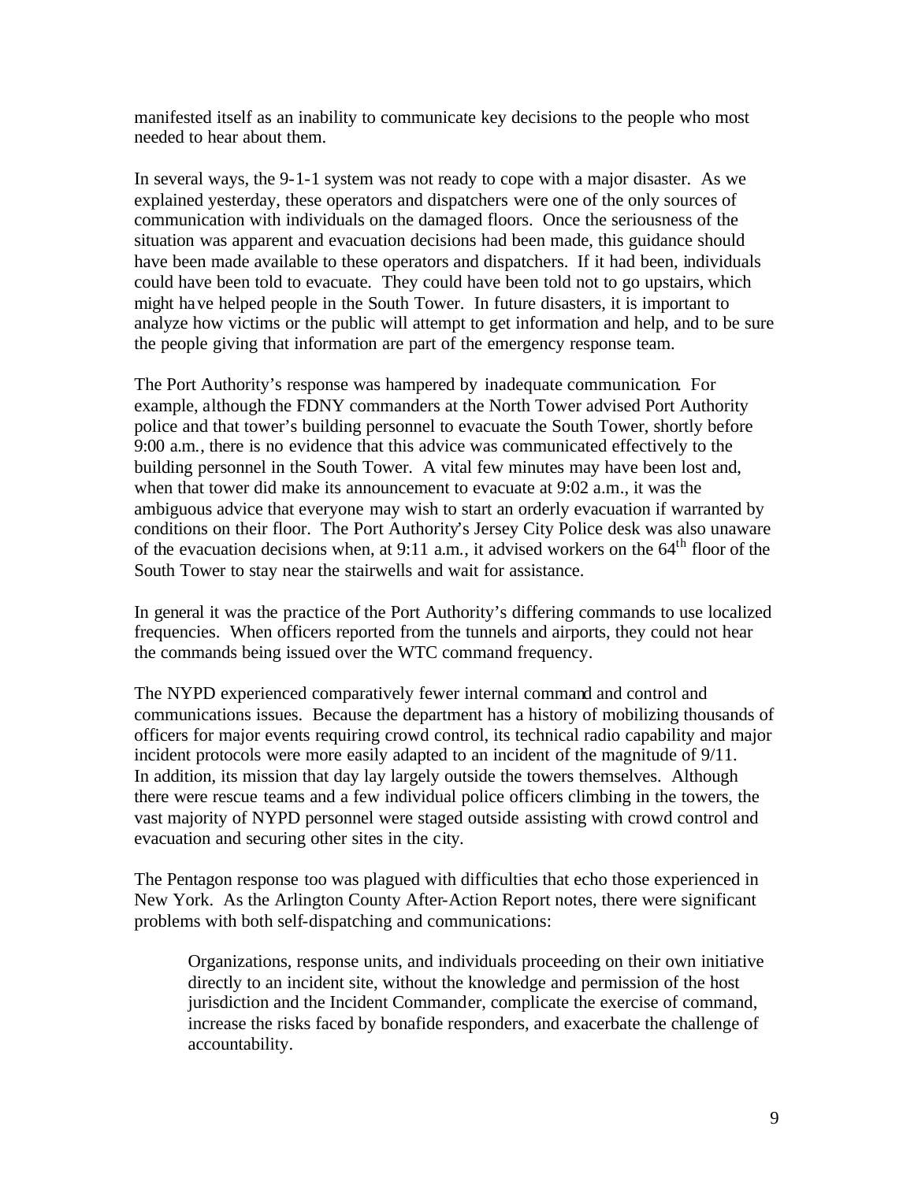manifested itself as an inability to communicate key decisions to the people who most needed to hear about them.

In several ways, the 9-1-1 system was not ready to cope with a major disaster. As we explained yesterday, these operators and dispatchers were one of the only sources of communication with individuals on the damaged floors. Once the seriousness of the situation was apparent and evacuation decisions had been made, this guidance should have been made available to these operators and dispatchers. If it had been, individuals could have been told to evacuate. They could have been told not to go upstairs, which might have helped people in the South Tower. In future disasters, it is important to analyze how victims or the public will attempt to get information and help, and to be sure the people giving that information are part of the emergency response team.

The Port Authority's response was hampered by inadequate communication. For example, although the FDNY commanders at the North Tower advised Port Authority police and that tower's building personnel to evacuate the South Tower, shortly before 9:00 a.m., there is no evidence that this advice was communicated effectively to the building personnel in the South Tower. A vital few minutes may have been lost and, when that tower did make its announcement to evacuate at 9:02 a.m., it was the ambiguous advice that everyone may wish to start an orderly evacuation if warranted by conditions on their floor. The Port Authority's Jersey City Police desk was also unaware of the evacuation decisions when, at 9:11 a.m., it advised workers on the 64th floor of the South Tower to stay near the stairwells and wait for assistance.

In general it was the practice of the Port Authority's differing commands to use localized frequencies. When officers reported from the tunnels and airports, they could not hear the commands being issued over the WTC command frequency.

The NYPD experienced comparatively fewer internal command and control and communications issues. Because the department has a history of mobilizing thousands of officers for major events requiring crowd control, its technical radio capability and major incident protocols were more easily adapted to an incident of the magnitude of 9/11. In addition, its mission that day lay largely outside the towers themselves. Although there were rescue teams and a few individual police officers climbing in the towers, the vast majority of NYPD personnel were staged outside assisting with crowd control and evacuation and securing other sites in the city.

The Pentagon response too was plagued with difficulties that echo those experienced in New York. As the Arlington County After-Action Report notes, there were significant problems with both self-dispatching and communications:

> Organizations, response units, and individuals proceeding on their own initiative directly to an incident site, without the knowledge and permission of the host jurisdiction and the Incident Commander, complicate the exercise of command, increase the risks faced by bonafide responders, and exacerbate the challenge of accountability.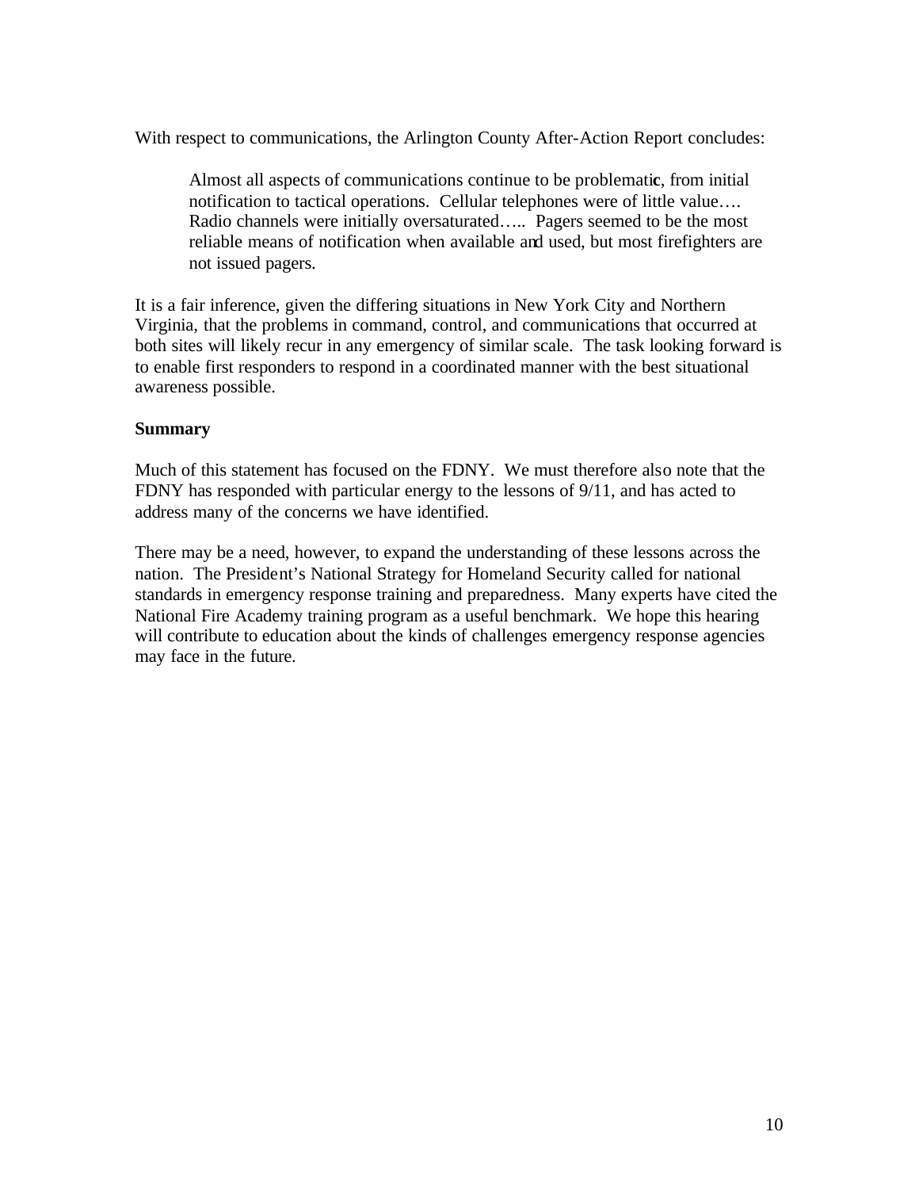With respect to communications, the Arlington County After-Action Report concludes:

> Almost all aspects of communications continue to be problematic, from initial notification to tactical operations. Cellular telephones were of little value…. Radio channels were initially oversaturated….. Pagers seemed to be the most reliable means of notification when available and used, but most firefighters are not issued pagers.

It is a fair inference, given the differing situations in New York City and Northern Virginia, that the problems in command, control, and communications that occurred at both sites will likely recur in any emergency of similar scale. The task looking forward is to enable first responders to respond in a coordinated manner with the best situational awareness possible.

**Summary**

Much of this statement has focused on the FDNY. We must therefore also note that the FDNY has responded with particular energy to the lessons of 9/11, and has acted to address many of the concerns we have identified.

There may be a need, however, to expand the understanding of these lessons across the nation. The President's National Strategy for Homeland Security called for national standards in emergency response training and preparedness. Many experts have cited the National Fire Academy training program as a useful benchmark. We hope this hearing will contribute to education about the kinds of challenges emergency response agencies may face in the future.